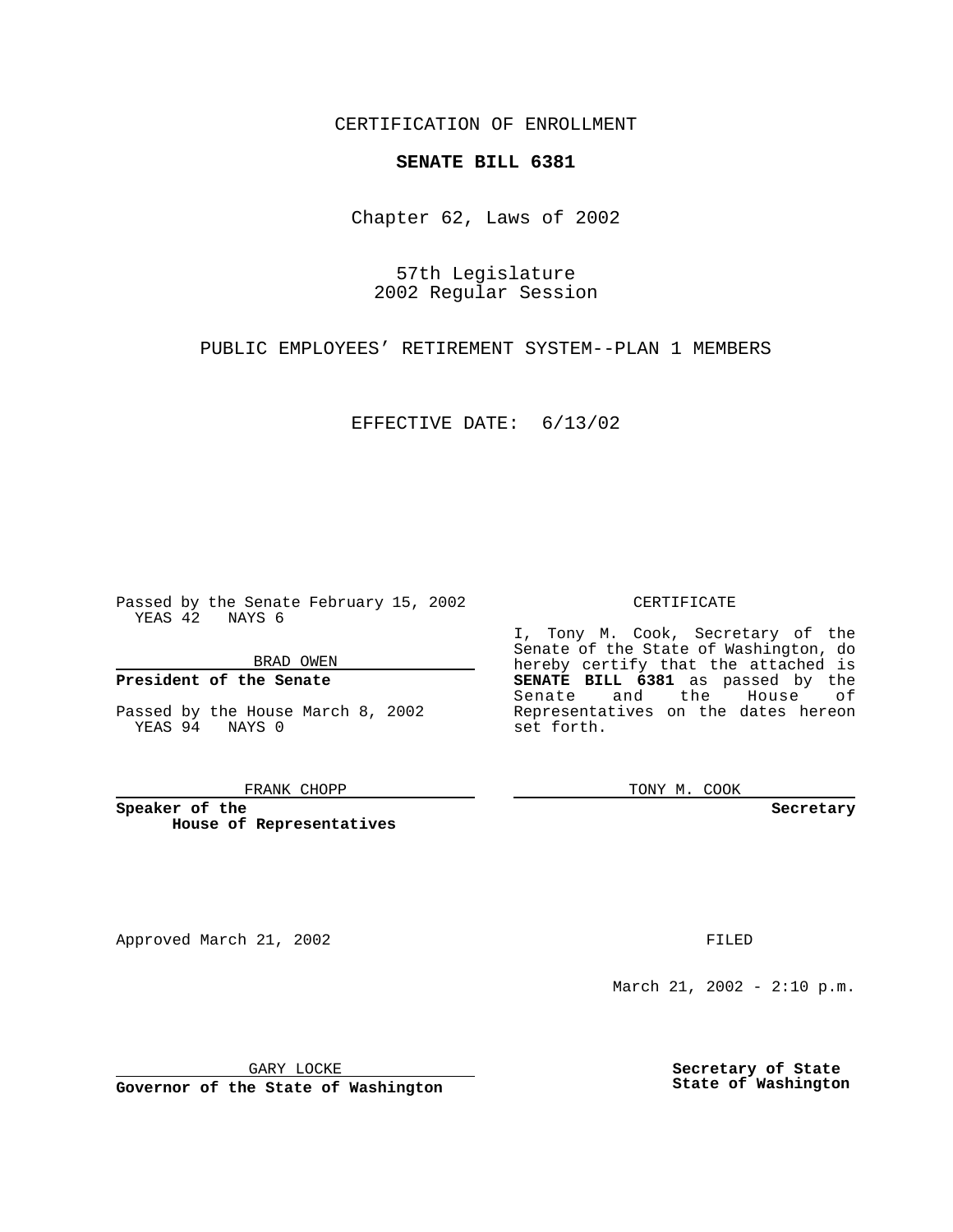CERTIFICATION OF ENROLLMENT

**SENATE BILL 6381**

Chapter 62, Laws of 2002

57th Legislature
2002 Regular Session

PUBLIC EMPLOYEES' RETIREMENT SYSTEM--PLAN 1 MEMBERS

EFFECTIVE DATE: 6/13/02

Passed by the Senate February 15, 2002
YEAS 42 NAYS 6

BRAD OWEN

**President of the Senate**

Passed by the House March 8, 2002
YEAS 94 NAYS 0

FRANK CHOPP

**Speaker of the House of Representatives**

CERTIFICATE

I, Tony M. Cook, Secretary of the Senate of the State of Washington, do hereby certify that the attached is **SENATE BILL 6381** as passed by the Senate and the House of Representatives on the dates hereon set forth.

TONY M. COOK

**Secretary**

Approved March 21, 2002

GARY LOCKE

**Governor of the State of Washington**

FILED

March 21, 2002 - 2:10 p.m.

**Secretary of State**
**State of Washington**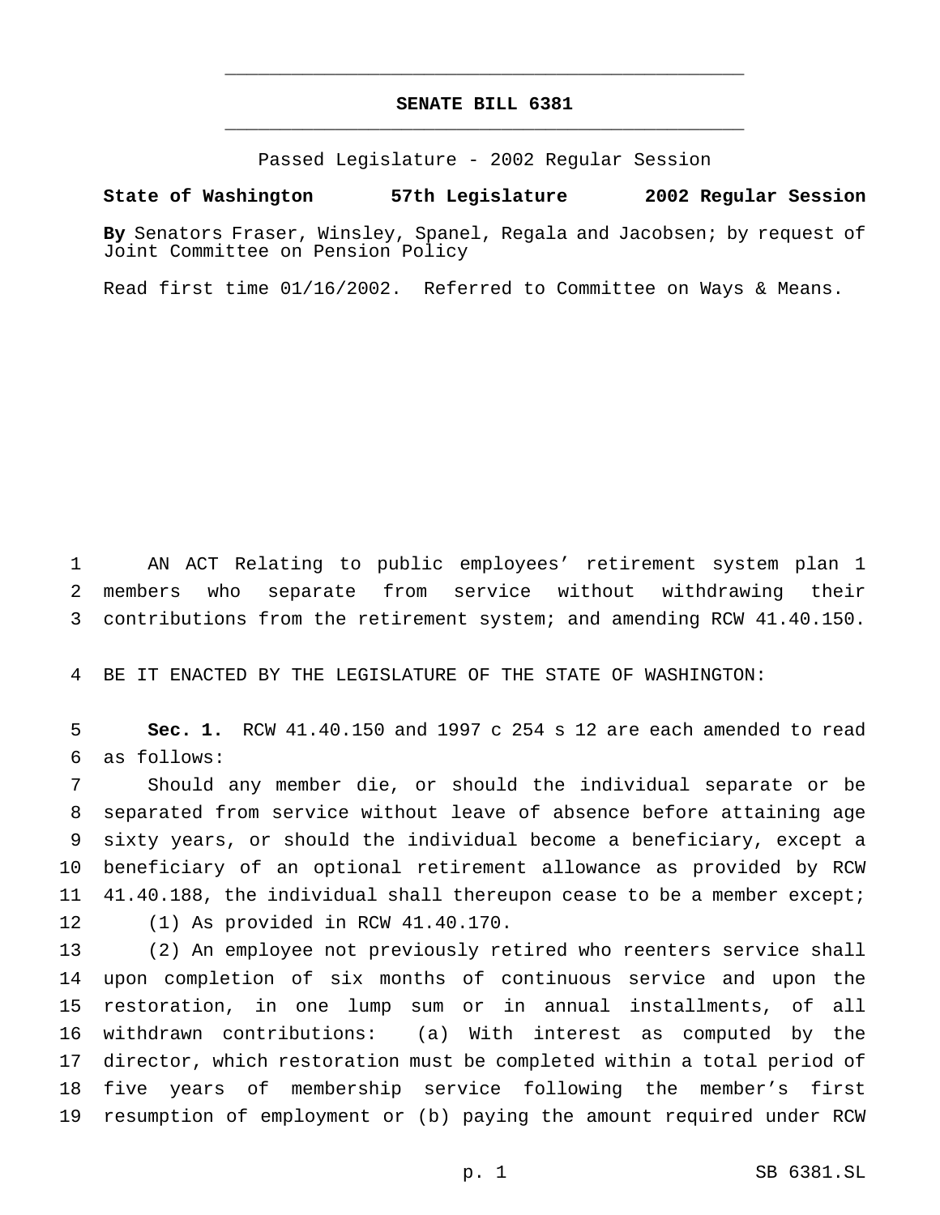# SENATE BILL 6381

Passed Legislature - 2002 Regular Session

**State of Washington 57th Legislature 2002 Regular Session**

**By** Senators Fraser, Winsley, Spanel, Regala and Jacobsen; by request of Joint Committee on Pension Policy

Read first time 01/16/2002. Referred to Committee on Ways & Means.

1 AN ACT Relating to public employees' retirement system plan 1
2 members who separate from service without withdrawing their
3 contributions from the retirement system; and amending RCW 41.40.150.

4 BE IT ENACTED BY THE LEGISLATURE OF THE STATE OF WASHINGTON:

5 **Sec. 1.** RCW 41.40.150 and 1997 c 254 s 12 are each amended to read
6 as follows:

7 Should any member die, or should the individual separate or be
8 separated from service without leave of absence before attaining age
9 sixty years, or should the individual become a beneficiary, except a
10 beneficiary of an optional retirement allowance as provided by RCW
11 41.40.188, the individual shall thereupon cease to be a member except;

12 (1) As provided in RCW 41.40.170.

13 (2) An employee not previously retired who reenters service shall
14 upon completion of six months of continuous service and upon the
15 restoration, in one lump sum or in annual installments, of all
16 withdrawn contributions: (a) With interest as computed by the
17 director, which restoration must be completed within a total period of
18 five years of membership service following the member's first
19 resumption of employment or (b) paying the amount required under RCW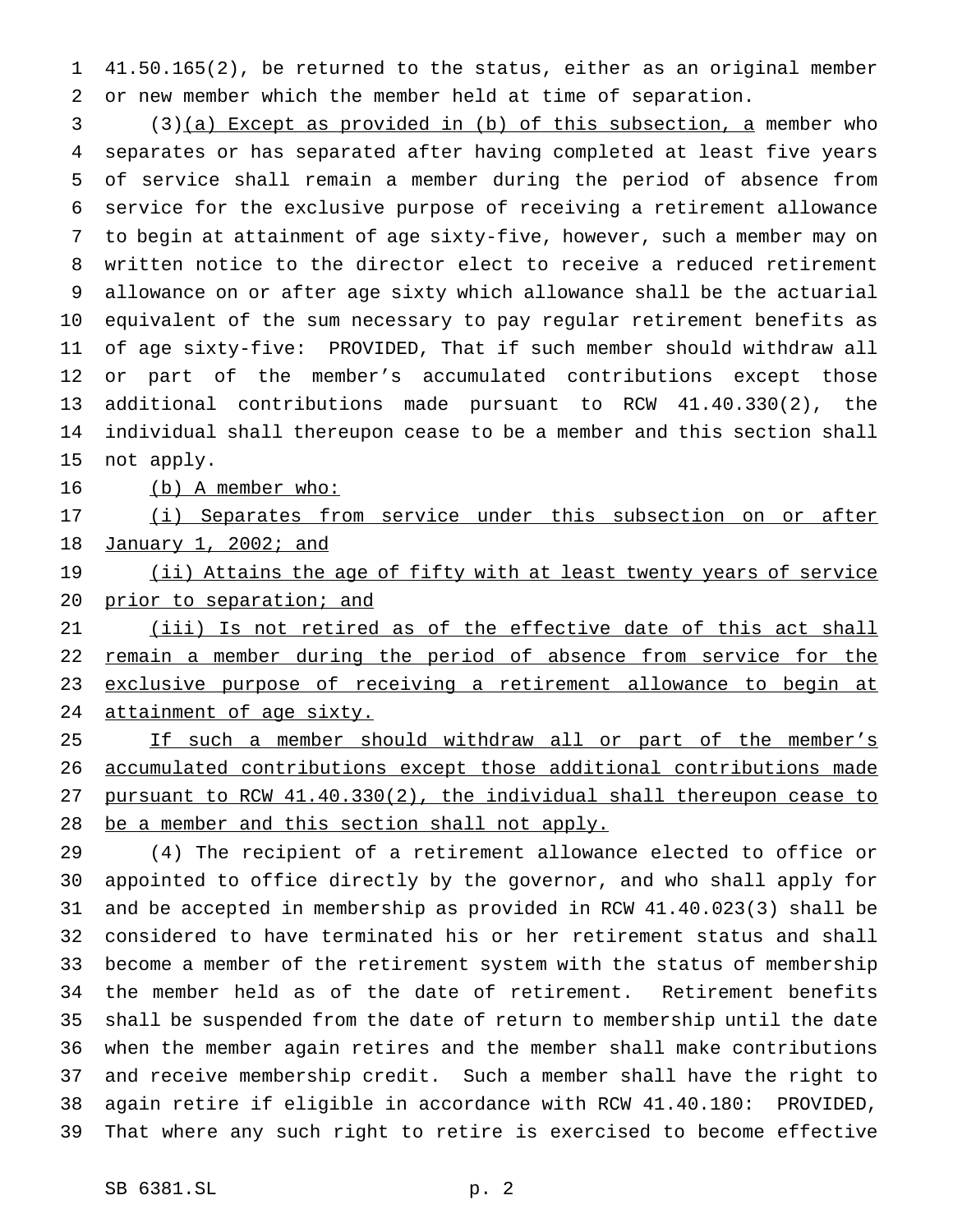41.50.165(2), be returned to the status, either as an original member or new member which the member held at time of separation.

(3)(a) Except as provided in (b) of this subsection, a member who separates or has separated after having completed at least five years of service shall remain a member during the period of absence from service for the exclusive purpose of receiving a retirement allowance to begin at attainment of age sixty-five, however, such a member may on written notice to the director elect to receive a reduced retirement allowance on or after age sixty which allowance shall be the actuarial equivalent of the sum necessary to pay regular retirement benefits as of age sixty-five: PROVIDED, That if such member should withdraw all or part of the member's accumulated contributions except those additional contributions made pursuant to RCW 41.40.330(2), the individual shall thereupon cease to be a member and this section shall not apply.

(b) A member who:

(i) Separates from service under this subsection on or after January 1, 2002; and

(ii) Attains the age of fifty with at least twenty years of service prior to separation; and

(iii) Is not retired as of the effective date of this act shall remain a member during the period of absence from service for the exclusive purpose of receiving a retirement allowance to begin at attainment of age sixty.

If such a member should withdraw all or part of the member's accumulated contributions except those additional contributions made pursuant to RCW 41.40.330(2), the individual shall thereupon cease to be a member and this section shall not apply.

(4) The recipient of a retirement allowance elected to office or appointed to office directly by the governor, and who shall apply for and be accepted in membership as provided in RCW 41.40.023(3) shall be considered to have terminated his or her retirement status and shall become a member of the retirement system with the status of membership the member held as of the date of retirement. Retirement benefits shall be suspended from the date of return to membership until the date when the member again retires and the member shall make contributions and receive membership credit. Such a member shall have the right to again retire if eligible in accordance with RCW 41.40.180: PROVIDED, That where any such right to retire is exercised to become effective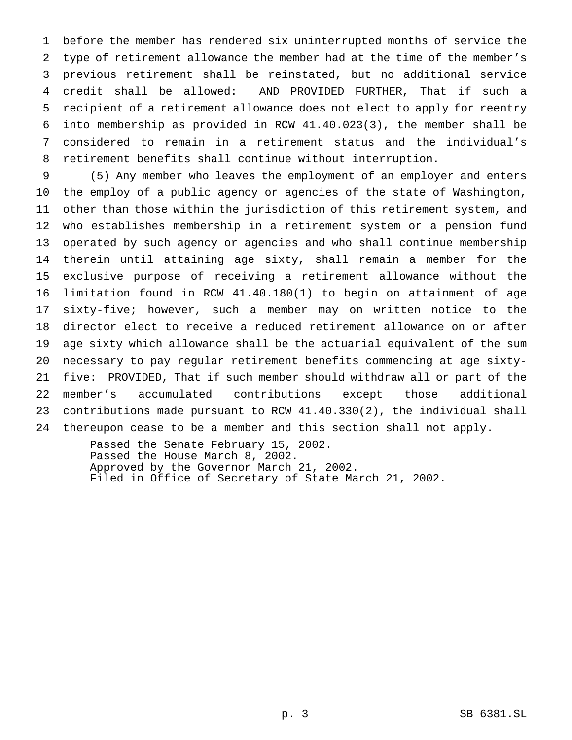before the member has rendered six uninterrupted months of service the type of retirement allowance the member had at the time of the member's previous retirement shall be reinstated, but no additional service credit shall be allowed: AND PROVIDED FURTHER, That if such a recipient of a retirement allowance does not elect to apply for reentry into membership as provided in RCW 41.40.023(3), the member shall be considered to remain in a retirement status and the individual's retirement benefits shall continue without interruption.

(5) Any member who leaves the employment of an employer and enters the employ of a public agency or agencies of the state of Washington, other than those within the jurisdiction of this retirement system, and who establishes membership in a retirement system or a pension fund operated by such agency or agencies and who shall continue membership therein until attaining age sixty, shall remain a member for the exclusive purpose of receiving a retirement allowance without the limitation found in RCW 41.40.180(1) to begin on attainment of age sixty-five; however, such a member may on written notice to the director elect to receive a reduced retirement allowance on or after age sixty which allowance shall be the actuarial equivalent of the sum necessary to pay regular retirement benefits commencing at age sixty-five: PROVIDED, That if such member should withdraw all or part of the member's accumulated contributions except those additional contributions made pursuant to RCW 41.40.330(2), the individual shall thereupon cease to be a member and this section shall not apply.

Passed the Senate February 15, 2002.
Passed the House March 8, 2002.
Approved by the Governor March 21, 2002.
Filed in Office of Secretary of State March 21, 2002.